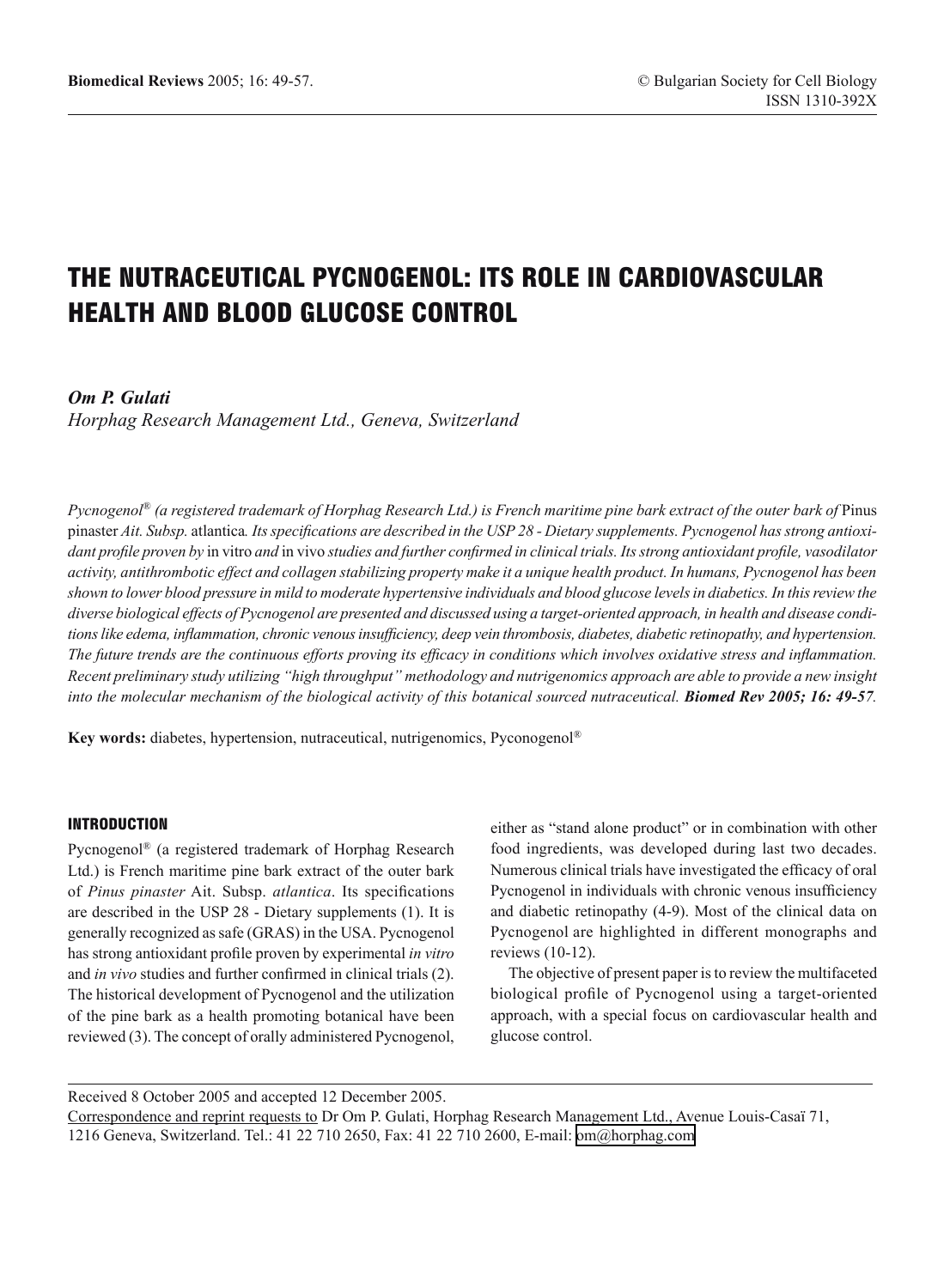# THE NUTRACEUTICAL PYCNOGENOL: ITS ROLE IN CARDIOVASCULAR HEALTH AND BLOOD GLUCOSE CONTROL

***Om P. Gulati***

*Horphag Research Management Ltd., Geneva, Switzerland*

*Pycnogenol® (a registered trademark of Horphag Research Ltd.) is French maritime pine bark extract of the outer bark of* Pinus pinaster *Ait. Subsp.* atlantica*. Its specifications are described in the USP 28 - Dietary supplements. Pycnogenol has strong antioxidant profile proven by* in vitro *and* in vivo *studies and further confirmed in clinical trials. Its strong antioxidant profile, vasodilator activity, antithrombotic effect and collagen stabilizing property make it a unique health product. In humans, Pycnogenol has been shown to lower blood pressure in mild to moderate hypertensive individuals and blood glucose levels in diabetics. In this review the diverse biological effects of Pycnogenol are presented and discussed using a target-oriented approach, in health and disease conditions like edema, inflammation, chronic venous insufficiency, deep vein thrombosis, diabetes, diabetic retinopathy, and hypertension. The future trends are the continuous efforts proving its efficacy in conditions which involves oxidative stress and inflammation. Recent preliminary study utilizing "high throughput" methodology and nutrigenomics approach are able to provide a new insight into the molecular mechanism of the biological activity of this botanical sourced nutraceutical.* ***Biomed Rev 2005; 16: 49-57****.*

**Key words:** diabetes, hypertension, nutraceutical, nutrigenomics, Pyconogenol®

## INTRODUCTION

Pycnogenol® (a registered trademark of Horphag Research Ltd.) is French maritime pine bark extract of the outer bark of *Pinus pinaster* Ait. Subsp. *atlantica*. Its specifications are described in the USP 28 - Dietary supplements (1). It is generally recognized as safe (GRAS) in the USA. Pycnogenol has strong antioxidant profile proven by experimental *in vitro* and *in vivo* studies and further confirmed in clinical trials (2). The historical development of Pycnogenol and the utilization of the pine bark as a health promoting botanical have been reviewed (3). The concept of orally administered Pycnogenol, either as "stand alone product" or in combination with other food ingredients, was developed during last two decades. Numerous clinical trials have investigated the efficacy of oral Pycnogenol in individuals with chronic venous insufficiency and diabetic retinopathy (4-9). Most of the clinical data on Pycnogenol are highlighted in different monographs and reviews (10-12).

The objective of present paper is to review the multifaceted biological profile of Pycnogenol using a target-oriented approach, with a special focus on cardiovascular health and glucose control.

Received 8 October 2005 and accepted 12 December 2005.

Correspondence and reprint requests to Dr Om P. Gulati, Horphag Research Management Ltd., Avenue Louis-Casaï 71, 1216 Geneva, Switzerland. Tel.: 41 22 710 2650, Fax: 41 22 710 2600, E-mail: om@horphag.com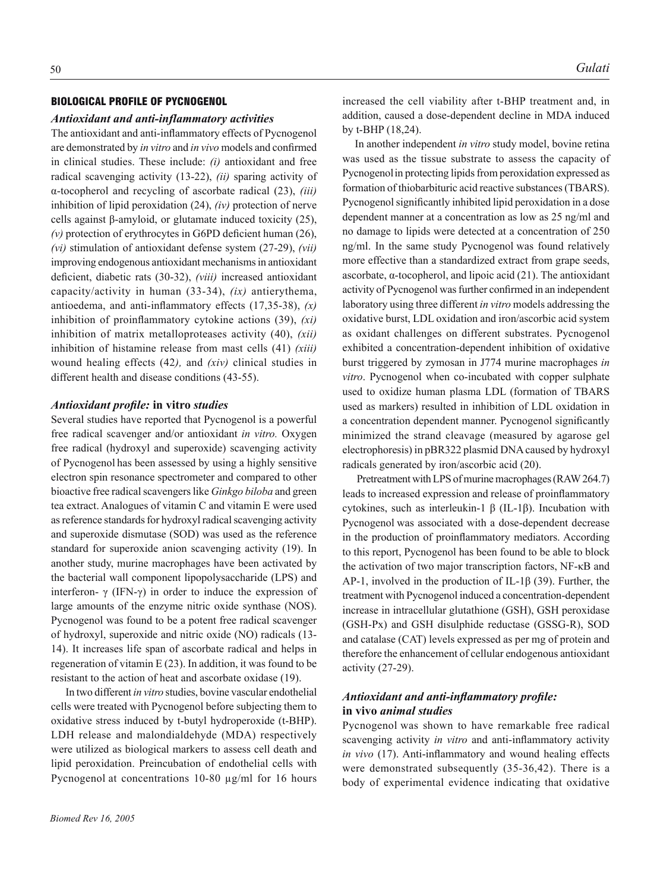## BIOLOGICAL PROFILE OF PYCNOGENOL

### *Antioxidant and anti-inflammatory activities*

The antioxidant and anti-inflammatory effects of Pycnogenol are demonstrated by *in vitro* and *in vivo* models and confirmed in clinical studies. These include: *(i)* antioxidant and free radical scavenging activity (13-22), *(ii)* sparing activity of α-tocopherol and recycling of ascorbate radical (23), *(iii)* inhibition of lipid peroxidation (24), *(iv)* protection of nerve cells against β-amyloid, or glutamate induced toxicity (25), *(v)* protection of erythrocytes in G6PD deficient human (26), *(vi)* stimulation of antioxidant defense system (27-29), *(vii)* improving endogenous antioxidant mechanisms in antioxidant deficient, diabetic rats (30-32), *(viii)* increased antioxidant capacity/activity in human (33-34), *(ix)* antierythema, antioedema, and anti-inflammatory effects (17,35-38), *(x)* inhibition of proinflammatory cytokine actions (39), *(xi)* inhibition of matrix metalloproteases activity (40), *(xii)* inhibition of histamine release from mast cells (41) *(xiii)* wound healing effects (42*),* and *(xiv)* clinical studies in different health and disease conditions (43-55).

### *Antioxidant profile:* in vitro *studies*

Several studies have reported that Pycnogenol is a powerful free radical scavenger and/or antioxidant *in vitro.* Oxygen free radical (hydroxyl and superoxide) scavenging activity of Pycnogenol has been assessed by using a highly sensitive electron spin resonance spectrometer and compared to other bioactive free radical scavengers like *Ginkgo biloba* and green tea extract. Analogues of vitamin C and vitamin E were used as reference standards for hydroxyl radical scavenging activity and superoxide dismutase (SOD) was used as the reference standard for superoxide anion scavenging activity (19). In another study, murine macrophages have been activated by the bacterial wall component lipopolysaccharide (LPS) and interferon- γ (IFN-γ) in order to induce the expression of large amounts of the enzyme nitric oxide synthase (NOS). Pycnogenol was found to be a potent free radical scavenger of hydroxyl, superoxide and nitric oxide (NO) radicals (13-14). It increases life span of ascorbate radical and helps in regeneration of vitamin E (23). In addition, it was found to be resistant to the action of heat and ascorbate oxidase (19).

In two different *in vitro* studies, bovine vascular endothelial cells were treated with Pycnogenol before subjecting them to oxidative stress induced by t-butyl hydroperoxide (t-BHP). LDH release and malondialdehyde (MDA) respectively were utilized as biological markers to assess cell death and lipid peroxidation. Preincubation of endothelial cells with Pycnogenol at concentrations 10-80 µg/ml for 16 hours increased the cell viability after t-BHP treatment and, in addition, caused a dose-dependent decline in MDA induced by t-BHP (18,24).

In another independent *in vitro* study model, bovine retina was used as the tissue substrate to assess the capacity of Pycnogenol in protecting lipids from peroxidation expressed as formation of thiobarbituric acid reactive substances (TBARS). Pycnogenol significantly inhibited lipid peroxidation in a dose dependent manner at a concentration as low as 25 ng/ml and no damage to lipids were detected at a concentration of 250 ng/ml. In the same study Pycnogenol was found relatively more effective than a standardized extract from grape seeds, ascorbate, α-tocopherol, and lipoic acid (21). The antioxidant activity of Pycnogenol was further confirmed in an independent laboratory using three different *in vitro* models addressing the oxidative burst, LDL oxidation and iron/ascorbic acid system as oxidant challenges on different substrates. Pycnogenol exhibited a concentration-dependent inhibition of oxidative burst triggered by zymosan in J774 murine macrophages *in vitro*. Pycnogenol when co-incubated with copper sulphate used to oxidize human plasma LDL (formation of TBARS used as markers) resulted in inhibition of LDL oxidation in a concentration dependent manner. Pycnogenol significantly minimized the strand cleavage (measured by agarose gel electrophoresis) in pBR322 plasmid DNA caused by hydroxyl radicals generated by iron/ascorbic acid (20).

Pretreatment with LPS of murine macrophages (RAW 264.7) leads to increased expression and release of proinflammatory cytokines, such as interleukin-1 β (IL-1β). Incubation with Pycnogenol was associated with a dose-dependent decrease in the production of proinflammatory mediators. According to this report, Pycnogenol has been found to be able to block the activation of two major transcription factors, NF-κB and AP-1, involved in the production of IL-1β (39). Further, the treatment with Pycnogenol induced a concentration-dependent increase in intracellular glutathione (GSH), GSH peroxidase (GSH-Px) and GSH disulphide reductase (GSSG-R), SOD and catalase (CAT) levels expressed as per mg of protein and therefore the enhancement of cellular endogenous antioxidant activity (27-29).

### *Antioxidant and anti-inflammatory profile:* in vivo *animal studies*

Pycnogenol was shown to have remarkable free radical scavenging activity *in vitro* and anti-inflammatory activity *in vivo* (17). Anti-inflammatory and wound healing effects were demonstrated subsequently (35-36,42). There is a body of experimental evidence indicating that oxidative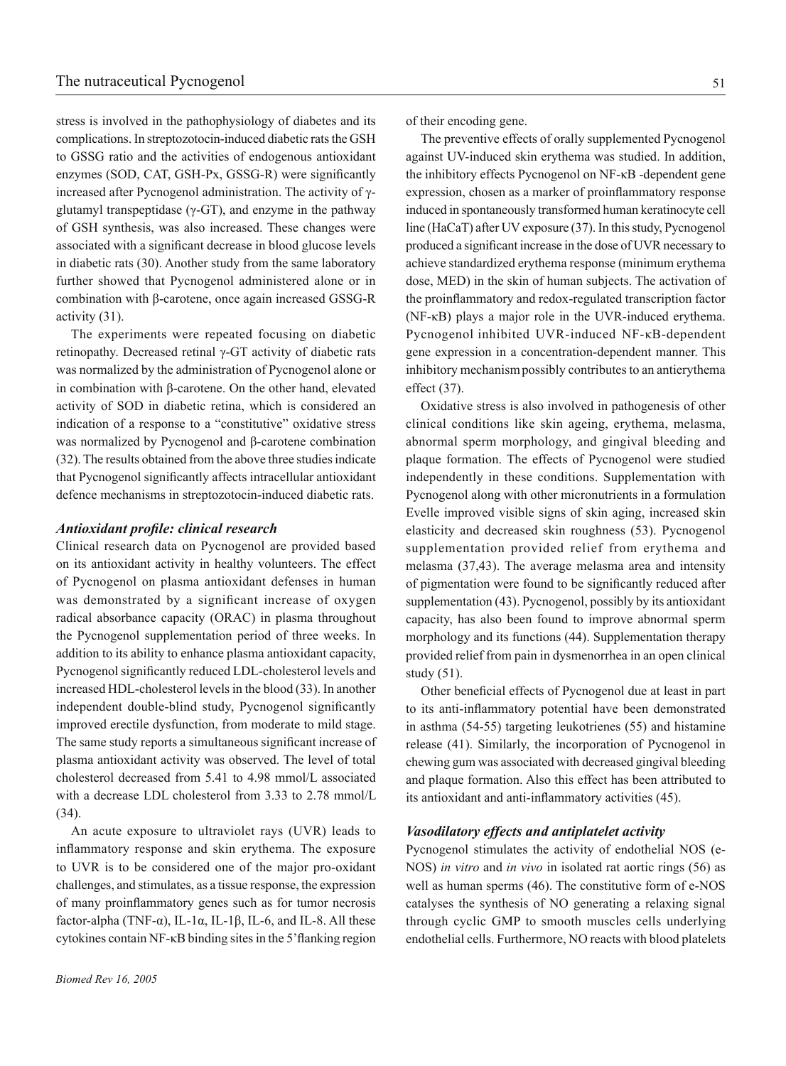stress is involved in the pathophysiology of diabetes and its complications. In streptozotocin-induced diabetic rats the GSH to GSSG ratio and the activities of endogenous antioxidant enzymes (SOD, CAT, GSH-Px, GSSG-R) were significantly increased after Pycnogenol administration. The activity of γ-glutamyl transpeptidase (γ-GT), and enzyme in the pathway of GSH synthesis, was also increased. These changes were associated with a significant decrease in blood glucose levels in diabetic rats (30). Another study from the same laboratory further showed that Pycnogenol administered alone or in combination with β-carotene, once again increased GSSG-R activity (31).

The experiments were repeated focusing on diabetic retinopathy. Decreased retinal γ-GT activity of diabetic rats was normalized by the administration of Pycnogenol alone or in combination with β-carotene. On the other hand, elevated activity of SOD in diabetic retina, which is considered an indication of a response to a "constitutive" oxidative stress was normalized by Pycnogenol and β-carotene combination (32). The results obtained from the above three studies indicate that Pycnogenol significantly affects intracellular antioxidant defence mechanisms in streptozotocin-induced diabetic rats.

### *Antioxidant profile: clinical research*

Clinical research data on Pycnogenol are provided based on its antioxidant activity in healthy volunteers. The effect of Pycnogenol on plasma antioxidant defenses in human was demonstrated by a significant increase of oxygen radical absorbance capacity (ORAC) in plasma throughout the Pycnogenol supplementation period of three weeks. In addition to its ability to enhance plasma antioxidant capacity, Pycnogenol significantly reduced LDL-cholesterol levels and increased HDL-cholesterol levels in the blood (33). In another independent double-blind study, Pycnogenol significantly improved erectile dysfunction, from moderate to mild stage. The same study reports a simultaneous significant increase of plasma antioxidant activity was observed. The level of total cholesterol decreased from 5.41 to 4.98 mmol/L associated with a decrease LDL cholesterol from 3.33 to 2.78 mmol/L (34).

An acute exposure to ultraviolet rays (UVR) leads to inflammatory response and skin erythema. The exposure to UVR is to be considered one of the major pro-oxidant challenges, and stimulates, as a tissue response, the expression of many proinflammatory genes such as for tumor necrosis factor-alpha (TNF-α), IL-1α, IL-1β, IL-6, and IL-8. All these cytokines contain NF-κB binding sites in the 5'flanking region of their encoding gene.

The preventive effects of orally supplemented Pycnogenol against UV-induced skin erythema was studied. In addition, the inhibitory effects Pycnogenol on NF-κB -dependent gene expression, chosen as a marker of proinflammatory response induced in spontaneously transformed human keratinocyte cell line (HaCaT) after UV exposure (37). In this study, Pycnogenol produced a significant increase in the dose of UVR necessary to achieve standardized erythema response (minimum erythema dose, MED) in the skin of human subjects. The activation of the proinflammatory and redox-regulated transcription factor (NF-κB) plays a major role in the UVR-induced erythema. Pycnogenol inhibited UVR-induced NF-κB-dependent gene expression in a concentration-dependent manner. This inhibitory mechanism possibly contributes to an antierythema effect (37).

Oxidative stress is also involved in pathogenesis of other clinical conditions like skin ageing, erythema, melasma, abnormal sperm morphology, and gingival bleeding and plaque formation. The effects of Pycnogenol were studied independently in these conditions. Supplementation with Pycnogenol along with other micronutrients in a formulation Evelle improved visible signs of skin aging, increased skin elasticity and decreased skin roughness (53). Pycnogenol supplementation provided relief from erythema and melasma (37,43). The average melasma area and intensity of pigmentation were found to be significantly reduced after supplementation (43). Pycnogenol, possibly by its antioxidant capacity, has also been found to improve abnormal sperm morphology and its functions (44). Supplementation therapy provided relief from pain in dysmenorrhea in an open clinical study (51).

Other beneficial effects of Pycnogenol due at least in part to its anti-inflammatory potential have been demonstrated in asthma (54-55) targeting leukotrienes (55) and histamine release (41). Similarly, the incorporation of Pycnogenol in chewing gum was associated with decreased gingival bleeding and plaque formation. Also this effect has been attributed to its antioxidant and anti-inflammatory activities (45).

### *Vasodilatory effects and antiplatelet activity*

Pycnogenol stimulates the activity of endothelial NOS (e-NOS) *in vitro* and *in vivo* in isolated rat aortic rings (56) as well as human sperms (46). The constitutive form of e-NOS catalyses the synthesis of NO generating a relaxing signal through cyclic GMP to smooth muscles cells underlying endothelial cells. Furthermore, NO reacts with blood platelets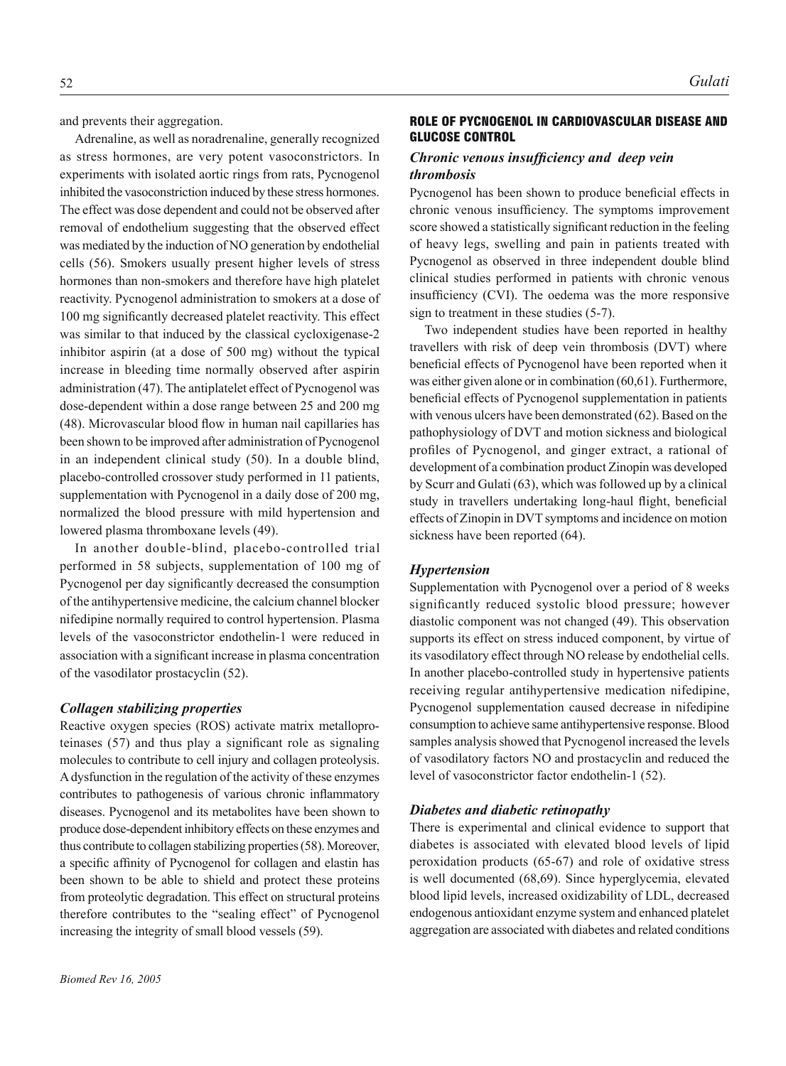and prevents their aggregation.

Adrenaline, as well as noradrenaline, generally recognized as stress hormones, are very potent vasoconstrictors. In experiments with isolated aortic rings from rats, Pycnogenol inhibited the vasoconstriction induced by these stress hormones. The effect was dose dependent and could not be observed after removal of endothelium suggesting that the observed effect was mediated by the induction of NO generation by endothelial cells (56). Smokers usually present higher levels of stress hormones than non-smokers and therefore have high platelet reactivity. Pycnogenol administration to smokers at a dose of 100 mg significantly decreased platelet reactivity. This effect was similar to that induced by the classical cycloxigenase-2 inhibitor aspirin (at a dose of 500 mg) without the typical increase in bleeding time normally observed after aspirin administration (47). The antiplatelet effect of Pycnogenol was dose-dependent within a dose range between 25 and 200 mg (48). Microvascular blood flow in human nail capillaries has been shown to be improved after administration of Pycnogenol in an independent clinical study (50). In a double blind, placebo-controlled crossover study performed in 11 patients, supplementation with Pycnogenol in a daily dose of 200 mg, normalized the blood pressure with mild hypertension and lowered plasma thromboxane levels (49).

In another double-blind, placebo-controlled trial performed in 58 subjects, supplementation of 100 mg of Pycnogenol per day significantly decreased the consumption of the antihypertensive medicine, the calcium channel blocker nifedipine normally required to control hypertension. Plasma levels of the vasoconstrictor endothelin-1 were reduced in association with a significant increase in plasma concentration of the vasodilator prostacyclin (52).

### *Collagen stabilizing properties*

Reactive oxygen species (ROS) activate matrix metalloproteinases (57) and thus play a significant role as signaling molecules to contribute to cell injury and collagen proteolysis. A dysfunction in the regulation of the activity of these enzymes contributes to pathogenesis of various chronic inflammatory diseases. Pycnogenol and its metabolites have been shown to produce dose-dependent inhibitory effects on these enzymes and thus contribute to collagen stabilizing properties (58). Moreover, a specific affinity of Pycnogenol for collagen and elastin has been shown to be able to shield and protect these proteins from proteolytic degradation. This effect on structural proteins therefore contributes to the "sealing effect" of Pycnogenol increasing the integrity of small blood vessels (59).

## ROLE OF PYCNOGENOL IN CARDIOVASCULAR DISEASE AND GLUCOSE CONTROL

### *Chronic venous insufficiency and deep vein thrombosis*

Pycnogenol has been shown to produce beneficial effects in chronic venous insufficiency. The symptoms improvement score showed a statistically significant reduction in the feeling of heavy legs, swelling and pain in patients treated with Pycnogenol as observed in three independent double blind clinical studies performed in patients with chronic venous insufficiency (CVI). The oedema was the more responsive sign to treatment in these studies (5-7).

Two independent studies have been reported in healthy travellers with risk of deep vein thrombosis (DVT) where beneficial effects of Pycnogenol have been reported when it was either given alone or in combination (60,61). Furthermore, beneficial effects of Pycnogenol supplementation in patients with venous ulcers have been demonstrated (62). Based on the pathophysiology of DVT and motion sickness and biological profiles of Pycnogenol, and ginger extract, a rational of development of a combination product Zinopin was developed by Scurr and Gulati (63), which was followed up by a clinical study in travellers undertaking long-haul flight, beneficial effects of Zinopin in DVT symptoms and incidence on motion sickness have been reported (64).

### *Hypertension*

Supplementation with Pycnogenol over a period of 8 weeks significantly reduced systolic blood pressure; however diastolic component was not changed (49). This observation supports its effect on stress induced component, by virtue of its vasodilatory effect through NO release by endothelial cells. In another placebo-controlled study in hypertensive patients receiving regular antihypertensive medication nifedipine, Pycnogenol supplementation caused decrease in nifedipine consumption to achieve same antihypertensive response. Blood samples analysis showed that Pycnogenol increased the levels of vasodilatory factors NO and prostacyclin and reduced the level of vasoconstrictor factor endothelin-1 (52).

### *Diabetes and diabetic retinopathy*

There is experimental and clinical evidence to support that diabetes is associated with elevated blood levels of lipid peroxidation products (65-67) and role of oxidative stress is well documented (68,69). Since hyperglycemia, elevated blood lipid levels, increased oxidizability of LDL, decreased endogenous antioxidant enzyme system and enhanced platelet aggregation are associated with diabetes and related conditions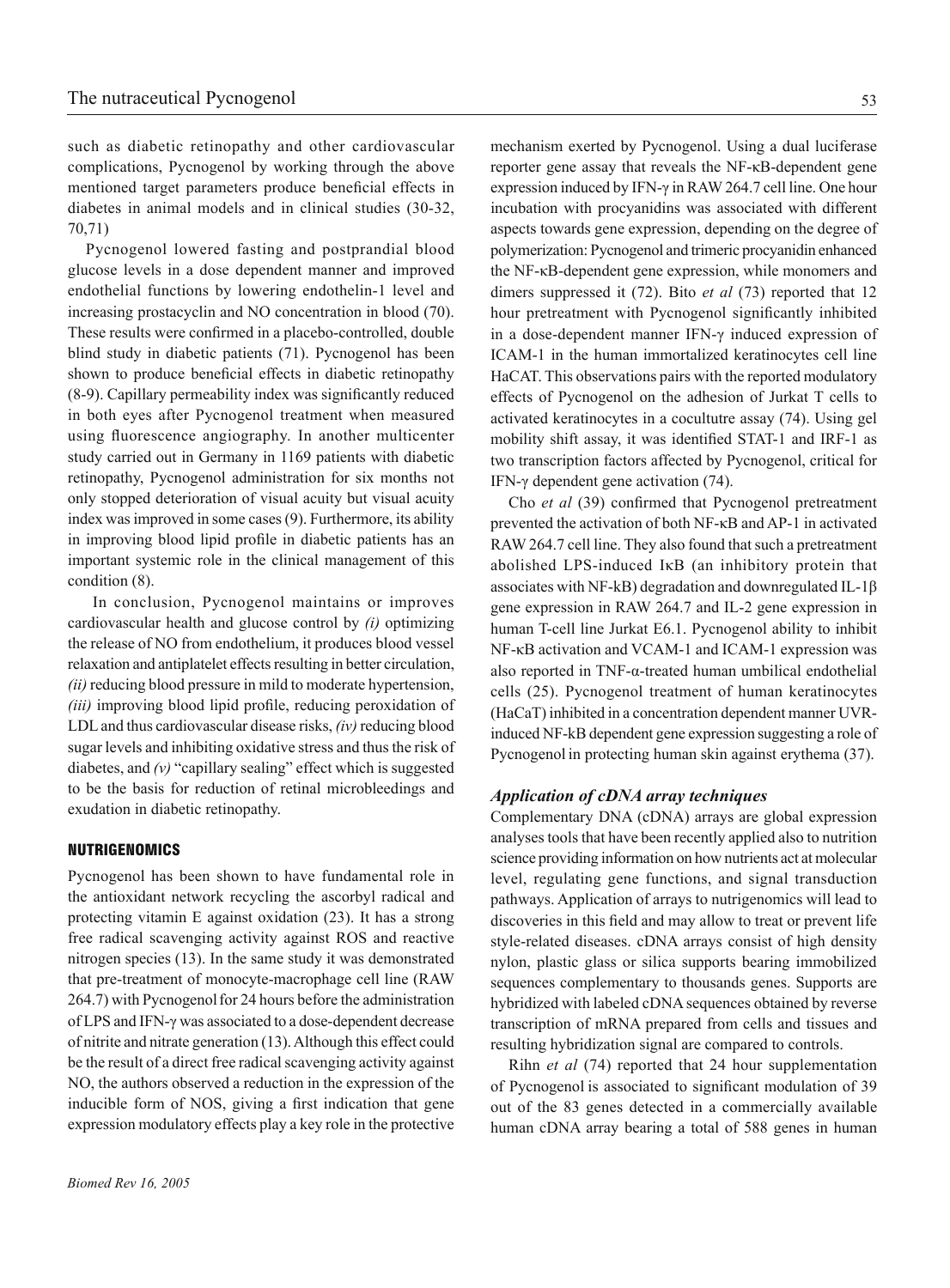such as diabetic retinopathy and other cardiovascular complications, Pycnogenol by working through the above mentioned target parameters produce beneficial effects in diabetes in animal models and in clinical studies (30-32, 70,71)

Pycnogenol lowered fasting and postprandial blood glucose levels in a dose dependent manner and improved endothelial functions by lowering endothelin-1 level and increasing prostacyclin and NO concentration in blood (70). These results were confirmed in a placebo-controlled, double blind study in diabetic patients (71). Pycnogenol has been shown to produce beneficial effects in diabetic retinopathy (8-9). Capillary permeability index was significantly reduced in both eyes after Pycnogenol treatment when measured using fluorescence angiography. In another multicenter study carried out in Germany in 1169 patients with diabetic retinopathy, Pycnogenol administration for six months not only stopped deterioration of visual acuity but visual acuity index was improved in some cases (9). Furthermore, its ability in improving blood lipid profile in diabetic patients has an important systemic role in the clinical management of this condition (8).

In conclusion, Pycnogenol maintains or improves cardiovascular health and glucose control by *(i)* optimizing the release of NO from endothelium, it produces blood vessel relaxation and antiplatelet effects resulting in better circulation, *(ii)* reducing blood pressure in mild to moderate hypertension, *(iii)* improving blood lipid profile, reducing peroxidation of LDL and thus cardiovascular disease risks, *(iv)* reducing blood sugar levels and inhibiting oxidative stress and thus the risk of diabetes, and *(v)* "capillary sealing" effect which is suggested to be the basis for reduction of retinal microbleedings and exudation in diabetic retinopathy.

## NUTRIGENOMICS

Pycnogenol has been shown to have fundamental role in the antioxidant network recycling the ascorbyl radical and protecting vitamin E against oxidation (23). It has a strong free radical scavenging activity against ROS and reactive nitrogen species (13). In the same study it was demonstrated that pre-treatment of monocyte-macrophage cell line (RAW 264.7) with Pycnogenol for 24 hours before the administration of LPS and IFN-γ was associated to a dose-dependent decrease of nitrite and nitrate generation (13). Although this effect could be the result of a direct free radical scavenging activity against NO, the authors observed a reduction in the expression of the inducible form of NOS, giving a first indication that gene expression modulatory effects play a key role in the protective mechanism exerted by Pycnogenol. Using a dual luciferase reporter gene assay that reveals the NF-κB-dependent gene expression induced by IFN-γ in RAW 264.7 cell line. One hour incubation with procyanidins was associated with different aspects towards gene expression, depending on the degree of polymerization: Pycnogenol and trimeric procyanidin enhanced the NF-κB-dependent gene expression, while monomers and dimers suppressed it (72). Bito *et al* (73) reported that 12 hour pretreatment with Pycnogenol significantly inhibited in a dose-dependent manner IFN-γ induced expression of ICAM-1 in the human immortalized keratinocytes cell line HaCAT. This observations pairs with the reported modulatory effects of Pycnogenol on the adhesion of Jurkat T cells to activated keratinocytes in a cocultutre assay (74). Using gel mobility shift assay, it was identified STAT-1 and IRF-1 as two transcription factors affected by Pycnogenol, critical for IFN-γ dependent gene activation (74).

Cho *et al* (39) confirmed that Pycnogenol pretreatment prevented the activation of both NF-κB and AP-1 in activated RAW 264.7 cell line. They also found that such a pretreatment abolished LPS-induced IκB (an inhibitory protein that associates with NF-kB) degradation and downregulated IL-1β gene expression in RAW 264.7 and IL-2 gene expression in human T-cell line Jurkat E6.1. Pycnogenol ability to inhibit NF-κB activation and VCAM-1 and ICAM-1 expression was also reported in TNF-α-treated human umbilical endothelial cells (25). Pycnogenol treatment of human keratinocytes (HaCaT) inhibited in a concentration dependent manner UVR-induced NF-kB dependent gene expression suggesting a role of Pycnogenol in protecting human skin against erythema (37).

### *Application of cDNA array techniques*

Complementary DNA (cDNA) arrays are global expression analyses tools that have been recently applied also to nutrition science providing information on how nutrients act at molecular level, regulating gene functions, and signal transduction pathways. Application of arrays to nutrigenomics will lead to discoveries in this field and may allow to treat or prevent life style-related diseases. cDNA arrays consist of high density nylon, plastic glass or silica supports bearing immobilized sequences complementary to thousands genes. Supports are hybridized with labeled cDNA sequences obtained by reverse transcription of mRNA prepared from cells and tissues and resulting hybridization signal are compared to controls.

Rihn *et al* (74) reported that 24 hour supplementation of Pycnogenol is associated to significant modulation of 39 out of the 83 genes detected in a commercially available human cDNA array bearing a total of 588 genes in human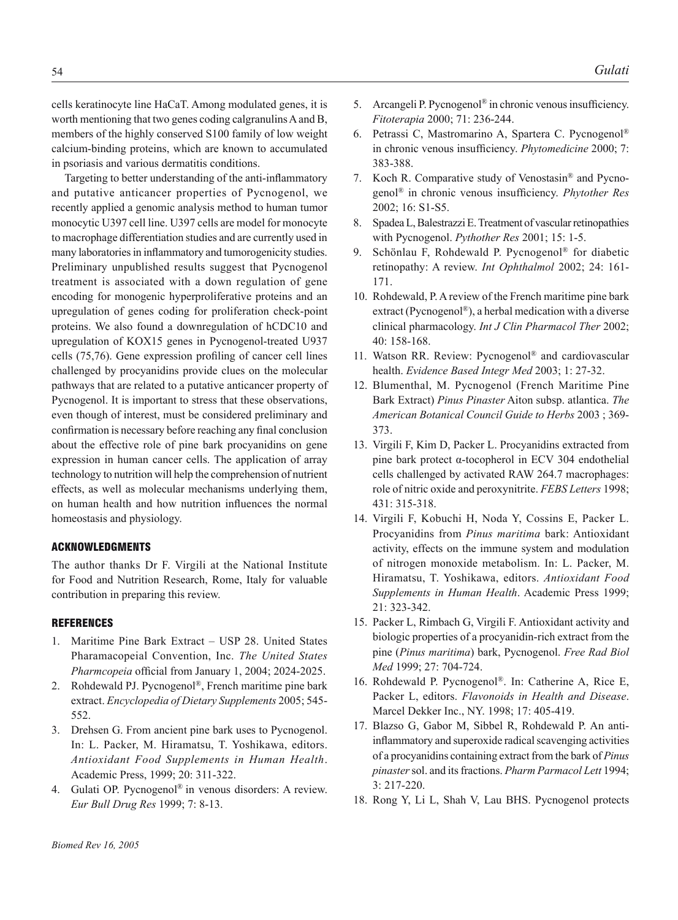cells keratinocyte line HaCaT. Among modulated genes, it is worth mentioning that two genes coding calgranulins A and B, members of the highly conserved S100 family of low weight calcium-binding proteins, which are known to accumulated in psoriasis and various dermatitis conditions.

Targeting to better understanding of the anti-inflammatory and putative anticancer properties of Pycnogenol, we recently applied a genomic analysis method to human tumor monocytic U397 cell line. U397 cells are model for monocyte to macrophage differentiation studies and are currently used in many laboratories in inflammatory and tumorogenicity studies. Preliminary unpublished results suggest that Pycnogenol treatment is associated with a down regulation of gene encoding for monogenic hyperproliferative proteins and an upregulation of genes coding for proliferation check-point proteins. We also found a downregulation of hCDC10 and upregulation of KOX15 genes in Pycnogenol-treated U937 cells (75,76). Gene expression profiling of cancer cell lines challenged by procyanidins provide clues on the molecular pathways that are related to a putative anticancer property of Pycnogenol. It is important to stress that these observations, even though of interest, must be considered preliminary and confirmation is necessary before reaching any final conclusion about the effective role of pine bark procyanidins on gene expression in human cancer cells. The application of array technology to nutrition will help the comprehension of nutrient effects, as well as molecular mechanisms underlying them, on human health and how nutrition influences the normal homeostasis and physiology.

## ACKNOWLEDGMENTS

The author thanks Dr F. Virgili at the National Institute for Food and Nutrition Research, Rome, Italy for valuable contribution in preparing this review.

## REFERENCES

1. Maritime Pine Bark Extract – USP 28. United States Pharamacopeial Convention, Inc. *The United States Pharmcopeia* official from January 1, 2004; 2024-2025.
2. Rohdewald PJ. Pycnogenol®, French maritime pine bark extract. *Encyclopedia of Dietary Supplements* 2005; 545-552.
3. Drehsen G. From ancient pine bark uses to Pycnogenol. In: L. Packer, M. Hiramatsu, T. Yoshikawa, editors. *Antioxidant Food Supplements in Human Health*. Academic Press, 1999; 20: 311-322.
4. Gulati OP. Pycnogenol® in venous disorders: A review. *Eur Bull Drug Res* 1999; 7: 8-13.
5. Arcangeli P. Pycnogenol® in chronic venous insufficiency. *Fitoterapia* 2000; 71: 236-244.
6. Petrassi C, Mastromarino A, Spartera C. Pycnogenol® in chronic venous insufficiency. *Phytomedicine* 2000; 7: 383-388.
7. Koch R. Comparative study of Venostasin® and Pycnogenol® in chronic venous insufficiency. *Phytother Res* 2002; 16: S1-S5.
8. Spadea L, Balestrazzi E. Treatment of vascular retinopathies with Pycnogenol. *Pythother Res* 2001; 15: 1-5.
9. Schönlau F, Rohdewald P. Pycnogenol® for diabetic retinopathy: A review. *Int Ophthalmol* 2002; 24: 161-171.
10. Rohdewald, P. A review of the French maritime pine bark extract (Pycnogenol®), a herbal medication with a diverse clinical pharmacology. *Int J Clin Pharmacol Ther* 2002; 40: 158-168.
11. Watson RR. Review: Pycnogenol® and cardiovascular health. *Evidence Based Integr Med* 2003; 1: 27-32.
12. Blumenthal, M. Pycnogenol (French Maritime Pine Bark Extract) *Pinus Pinaster* Aiton subsp. atlantica. *The American Botanical Council Guide to Herbs* 2003 ; 369-373.
13. Virgili F, Kim D, Packer L. Procyanidins extracted from pine bark protect α-tocopherol in ECV 304 endothelial cells challenged by activated RAW 264.7 macrophages: role of nitric oxide and peroxynitrite. *FEBS Letters* 1998; 431: 315-318.
14. Virgili F, Kobuchi H, Noda Y, Cossins E, Packer L. Procyanidins from *Pinus maritima* bark: Antioxidant activity, effects on the immune system and modulation of nitrogen monoxide metabolism. In: L. Packer, M. Hiramatsu, T. Yoshikawa, editors. *Antioxidant Food Supplements in Human Health*. Academic Press 1999; 21: 323-342.
15. Packer L, Rimbach G, Virgili F. Antioxidant activity and biologic properties of a procyanidin-rich extract from the pine (*Pinus maritima*) bark, Pycnogenol. *Free Rad Biol Med* 1999; 27: 704-724.
16. Rohdewald P. Pycnogenol®. In: Catherine A, Rice E, Packer L, editors. *Flavonoids in Health and Disease*. Marcel Dekker Inc., NY. 1998; 17: 405-419.
17. Blazso G, Gabor M, Sibbel R, Rohdewald P. An anti-inflammatory and superoxide radical scavenging activities of a procyanidins containing extract from the bark of *Pinus pinaster* sol. and its fractions. *Pharm Parmacol Lett* 1994; 3: 217-220.
18. Rong Y, Li L, Shah V, Lau BHS. Pycnogenol protects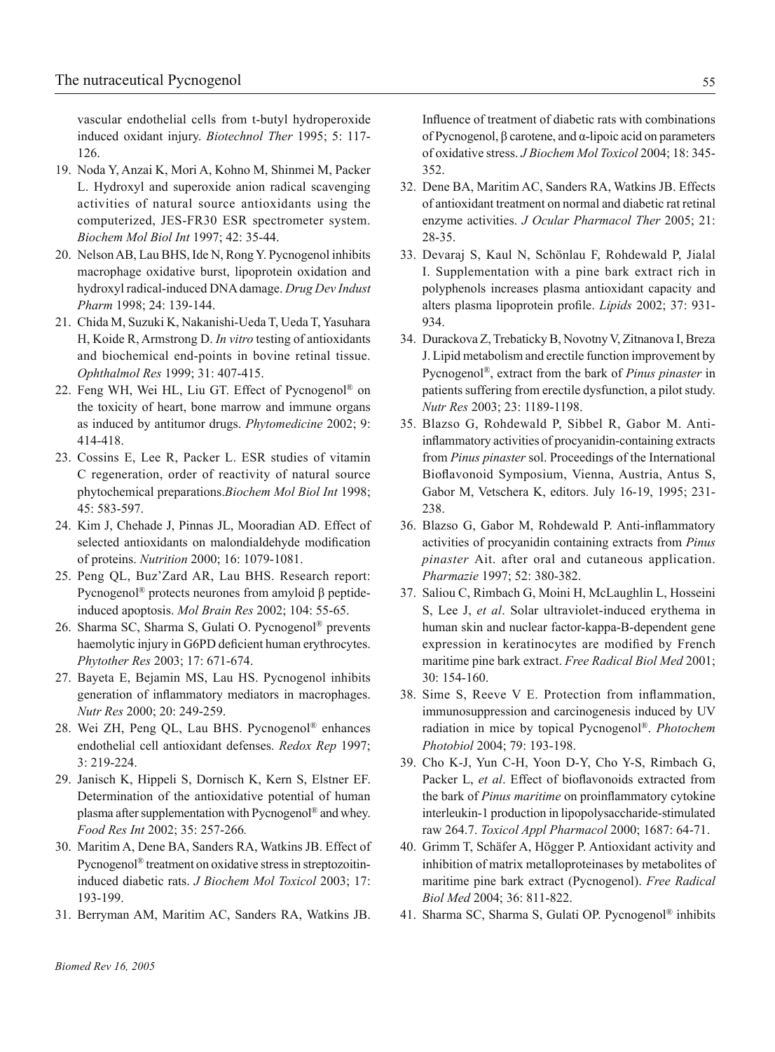vascular endothelial cells from t-butyl hydroperoxide induced oxidant injury. *Biotechnol Ther* 1995; 5: 117-126.

19. Noda Y, Anzai K, Mori A, Kohno M, Shinmei M, Packer L. Hydroxyl and superoxide anion radical scavenging activities of natural source antioxidants using the computerized, JES-FR30 ESR spectrometer system. *Biochem Mol Biol Int* 1997; 42: 35-44.
20. Nelson AB, Lau BHS, Ide N, Rong Y. Pycnogenol inhibits macrophage oxidative burst, lipoprotein oxidation and hydroxyl radical-induced DNA damage. *Drug Dev Indust Pharm* 1998; 24: 139-144.
21. Chida M, Suzuki K, Nakanishi-Ueda T, Ueda T, Yasuhara H, Koide R, Armstrong D. *In vitro* testing of antioxidants and biochemical end-points in bovine retinal tissue. *Ophthalmol Res* 1999; 31: 407-415.
22. Feng WH, Wei HL, Liu GT. Effect of Pycnogenol® on the toxicity of heart, bone marrow and immune organs as induced by antitumor drugs. *Phytomedicine* 2002; 9: 414-418.
23. Cossins E, Lee R, Packer L. ESR studies of vitamin C regeneration, order of reactivity of natural source phytochemical preparations.*Biochem Mol Biol Int* 1998; 45: 583-597.
24. Kim J, Chehade J, Pinnas JL, Mooradian AD. Effect of selected antioxidants on malondialdehyde modification of proteins. *Nutrition* 2000; 16: 1079-1081.
25. Peng QL, Buz'Zard AR, Lau BHS. Research report: Pycnogenol® protects neurones from amyloid β peptide-induced apoptosis. *Mol Brain Res* 2002; 104: 55-65.
26. Sharma SC, Sharma S, Gulati O. Pycnogenol® prevents haemolytic injury in G6PD deficient human erythrocytes. *Phytother Res* 2003; 17: 671-674.
27. Bayeta E, Bejamin MS, Lau HS. Pycnogenol inhibits generation of inflammatory mediators in macrophages. *Nutr Res* 2000; 20: 249-259.
28. Wei ZH, Peng QL, Lau BHS. Pycnogenol® enhances endothelial cell antioxidant defenses. *Redox Rep* 1997; 3: 219-224.
29. Janisch K, Hippeli S, Dornisch K, Kern S, Elstner EF. Determination of the antioxidative potential of human plasma after supplementation with Pycnogenol® and whey. *Food Res Int* 2002; 35: 257-266*.*
30. Maritim A, Dene BA, Sanders RA, Watkins JB. Effect of Pycnogenol® treatment on oxidative stress in streptozoitin-induced diabetic rats. *J Biochem Mol Toxicol* 2003; 17: 193-199.
31. Berryman AM, Maritim AC, Sanders RA, Watkins JB. Influence of treatment of diabetic rats with combinations of Pycnogenol, β carotene, and α-lipoic acid on parameters of oxidative stress. *J Biochem Mol Toxicol* 2004; 18: 345-352.
32. Dene BA, Maritim AC, Sanders RA, Watkins JB. Effects of antioxidant treatment on normal and diabetic rat retinal enzyme activities. *J Ocular Pharmacol Ther* 2005; 21: 28-35.
33. Devaraj S, Kaul N, Schönlau F, Rohdewald P, Jialal I. Supplementation with a pine bark extract rich in polyphenols increases plasma antioxidant capacity and alters plasma lipoprotein profile. *Lipids* 2002; 37: 931-934.
34. Durackova Z, Trebaticky B, Novotny V, Zitnanova I, Breza J. Lipid metabolism and erectile function improvement by Pycnogenol®, extract from the bark of *Pinus pinaster* in patients suffering from erectile dysfunction, a pilot study. *Nutr Res* 2003; 23: 1189-1198.
35. Blazso G, Rohdewald P, Sibbel R, Gabor M. Anti-inflammatory activities of procyanidin-containing extracts from *Pinus pinaster* sol. Proceedings of the International Bioflavonoid Symposium, Vienna, Austria, Antus S, Gabor M, Vetschera K, editors. July 16-19, 1995; 231-238.
36. Blazso G, Gabor M, Rohdewald P. Anti-inflammatory activities of procyanidin containing extracts from *Pinus pinaster* Ait. after oral and cutaneous application. *Pharmazie* 1997; 52: 380-382.
37. Saliou C, Rimbach G, Moini H, McLaughlin L, Hosseini S, Lee J, *et al*. Solar ultraviolet-induced erythema in human skin and nuclear factor-kappa-B-dependent gene expression in keratinocytes are modified by French maritime pine bark extract. *Free Radical Biol Med* 2001; 30: 154-160.
38. Sime S, Reeve V E. Protection from inflammation, immunosuppression and carcinogenesis induced by UV radiation in mice by topical Pycnogenol®. *Photochem Photobiol* 2004; 79: 193-198.
39. Cho K-J, Yun C-H, Yoon D-Y, Cho Y-S, Rimbach G, Packer L, *et al*. Effect of bioflavonoids extracted from the bark of *Pinus maritime* on proinflammatory cytokine interleukin-1 production in lipopolysaccharide-stimulated raw 264.7. *Toxicol Appl Pharmacol* 2000; 1687: 64-71.
40. Grimm T, Schäfer A, Högger P. Antioxidant activity and inhibition of matrix metalloproteinases by metabolites of maritime pine bark extract (Pycnogenol). *Free Radical Biol Med* 2004; 36: 811-822.
41. Sharma SC, Sharma S, Gulati OP. Pycnogenol® inhibits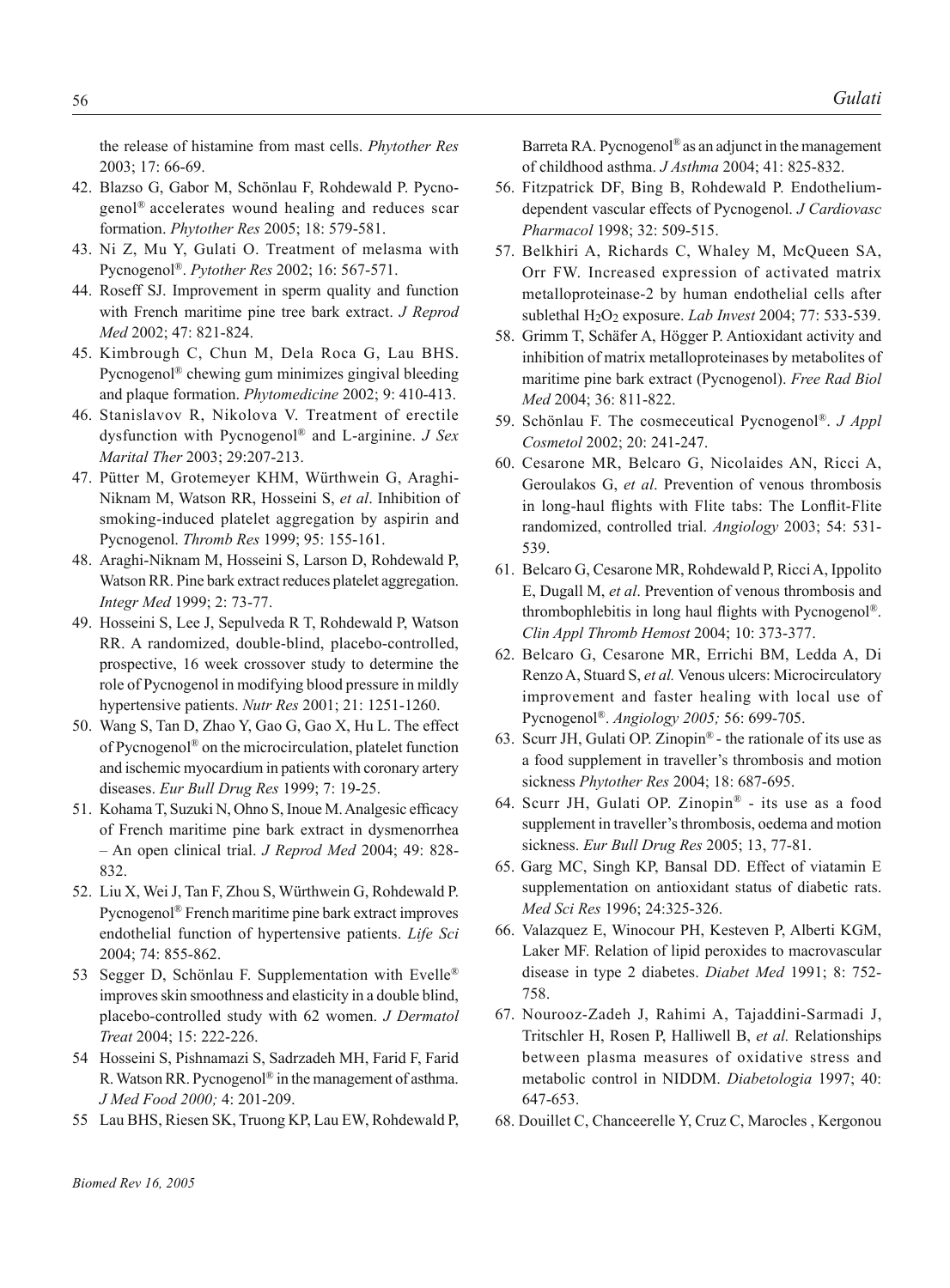the release of histamine from mast cells. *Phytother Res* 2003; 17: 66-69.

42. Blazso G, Gabor M, Schönlau F, Rohdewald P. Pycnogenol® accelerates wound healing and reduces scar formation. *Phytother Res* 2005; 18: 579-581.
43. Ni Z, Mu Y, Gulati O. Treatment of melasma with Pycnogenol®. *Pytother Res* 2002; 16: 567-571.
44. Roseff SJ. Improvement in sperm quality and function with French maritime pine tree bark extract. *J Reprod Med* 2002; 47: 821-824.
45. Kimbrough C, Chun M, Dela Roca G, Lau BHS. Pycnogenol® chewing gum minimizes gingival bleeding and plaque formation. *Phytomedicine* 2002; 9: 410-413.
46. Stanislavov R, Nikolova V. Treatment of erectile dysfunction with Pycnogenol® and L-arginine. *J Sex Marital Ther* 2003; 29:207-213.
47. Pütter M, Grotemeyer KHM, Würthwein G, Araghi-Niknam M, Watson RR, Hosseini S, *et al*. Inhibition of smoking-induced platelet aggregation by aspirin and Pycnogenol. *Thromb Res* 1999; 95: 155-161.
48. Araghi-Niknam M, Hosseini S, Larson D, Rohdewald P, Watson RR. Pine bark extract reduces platelet aggregation. *Integr Med* 1999; 2: 73-77.
49. Hosseini S, Lee J, Sepulveda R T, Rohdewald P, Watson RR. A randomized, double-blind, placebo-controlled, prospective, 16 week crossover study to determine the role of Pycnogenol in modifying blood pressure in mildly hypertensive patients. *Nutr Res* 2001; 21: 1251-1260.
50. Wang S, Tan D, Zhao Y, Gao G, Gao X, Hu L. The effect of Pycnogenol® on the microcirculation, platelet function and ischemic myocardium in patients with coronary artery diseases. *Eur Bull Drug Res* 1999; 7: 19-25.
51. Kohama T, Suzuki N, Ohno S, Inoue M. Analgesic efficacy of French maritime pine bark extract in dysmenorrhea – An open clinical trial. *J Reprod Med* 2004; 49: 828-832.
52. Liu X, Wei J, Tan F, Zhou S, Würthwein G, Rohdewald P. Pycnogenol® French maritime pine bark extract improves endothelial function of hypertensive patients. *Life Sci* 2004; 74: 855-862.
53. Segger D, Schönlau F. Supplementation with Evelle® improves skin smoothness and elasticity in a double blind, placebo-controlled study with 62 women. *J Dermatol Treat* 2004; 15: 222-226.
54. Hosseini S, Pishnamazi S, Sadrzadeh MH, Farid F, Farid R. Watson RR. Pycnogenol® in the management of asthma. *J Med Food 2000;* 4: 201-209.
55. Lau BHS, Riesen SK, Truong KP, Lau EW, Rohdewald P, Barreta RA. Pycnogenol® as an adjunct in the management of childhood asthma. *J Asthma* 2004; 41: 825-832.
56. Fitzpatrick DF, Bing B, Rohdewald P. Endothelium-dependent vascular effects of Pycnogenol. *J Cardiovasc Pharmacol* 1998; 32: 509-515.
57. Belkhiri A, Richards C, Whaley M, McQueen SA, Orr FW. Increased expression of activated matrix metalloproteinase-2 by human endothelial cells after sublethal $H_2O_2$ exposure. *Lab Invest* 2004; 77: 533-539.
58. Grimm T, Schäfer A, Högger P. Antioxidant activity and inhibition of matrix metalloproteinases by metabolites of maritime pine bark extract (Pycnogenol). *Free Rad Biol Med* 2004; 36: 811-822.
59. Schönlau F. The cosmeceutical Pycnogenol®. *J Appl Cosmetol* 2002; 20: 241-247.
60. Cesarone MR, Belcaro G, Nicolaides AN, Ricci A, Geroulakos G, *et al*. Prevention of venous thrombosis in long-haul flights with Flite tabs: The Lonflit-Flite randomized, controlled trial. *Angiology* 2003; 54: 531-539.
61. Belcaro G, Cesarone MR, Rohdewald P, Ricci A, Ippolito E, Dugall M, *et al*. Prevention of venous thrombosis and thrombophlebitis in long haul flights with Pycnogenol®. *Clin Appl Thromb Hemost* 2004; 10: 373-377.
62. Belcaro G, Cesarone MR, Errichi BM, Ledda A, Di Renzo A, Stuard S, *et al.* Venous ulcers: Microcirculatory improvement and faster healing with local use of Pycnogenol®. *Angiology 2005;* 56: 699-705.
63. Scurr JH, Gulati OP. Zinopin® - the rationale of its use as a food supplement in traveller's thrombosis and motion sickness *Phytother Res* 2004; 18: 687-695.
64. Scurr JH, Gulati OP. Zinopin® - its use as a food supplement in traveller's thrombosis, oedema and motion sickness. *Eur Bull Drug Res* 2005; 13, 77-81.
65. Garg MC, Singh KP, Bansal DD. Effect of viatamin E supplementation on antioxidant status of diabetic rats. *Med Sci Res* 1996; 24:325-326.
66. Valazquez E, Winocour PH, Kesteven P, Alberti KGM, Laker MF. Relation of lipid peroxides to macrovascular disease in type 2 diabetes. *Diabet Med* 1991; 8: 752-758.
67. Nourooz-Zadeh J, Rahimi A, Tajaddini-Sarmadi J, Tritschler H, Rosen P, Halliwell B, *et al.* Relationships between plasma measures of oxidative stress and metabolic control in NIDDM. *Diabetologia* 1997; 40: 647-653.
68. Douillet C, Chanceerelle Y, Cruz C, Marocles , Kergonou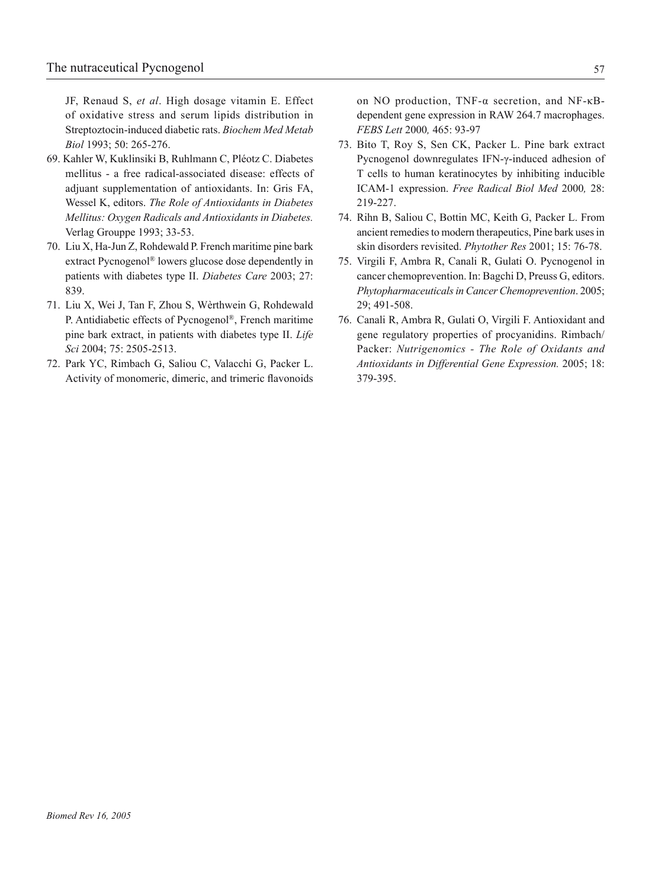JF, Renaud S, *et al*. High dosage vitamin E. Effect of oxidative stress and serum lipids distribution in Streptoztocin-induced diabetic rats. *Biochem Med Metab Biol* 1993; 50: 265-276.

69. Kahler W, Kuklinsiki B, Ruhlmann C, Pléotz C. Diabetes mellitus - a free radical-associated disease: effects of adjuant supplementation of antioxidants. In: Gris FA, Wessel K, editors. *The Role of Antioxidants in Diabetes Mellitus: Oxygen Radicals and Antioxidants in Diabetes.* Verlag Grouppe 1993; 33-53.
70. Liu X, Ha-Jun Z, Rohdewald P. French maritime pine bark extract Pycnogenol® lowers glucose dose dependently in patients with diabetes type II. *Diabetes Care* 2003; 27: 839.
71. Liu X, Wei J, Tan F, Zhou S, Wèrthwein G, Rohdewald P. Antidiabetic effects of Pycnogenol®, French maritime pine bark extract, in patients with diabetes type II. *Life Sci* 2004; 75: 2505-2513.
72. Park YC, Rimbach G, Saliou C, Valacchi G, Packer L. Activity of monomeric, dimeric, and trimeric flavonoids on NO production, TNF-α secretion, and NF-κB-dependent gene expression in RAW 264.7 macrophages. *FEBS Lett* 2000*,* 465: 93-97
73. Bito T, Roy S, Sen CK, Packer L. Pine bark extract Pycnogenol downregulates IFN-γ-induced adhesion of T cells to human keratinocytes by inhibiting inducible ICAM-1 expression. *Free Radical Biol Med* 2000*,* 28: 219-227.
74. Rihn B, Saliou C, Bottin MC, Keith G, Packer L. From ancient remedies to modern therapeutics, Pine bark uses in skin disorders revisited. *Phytother Res* 2001; 15: 76-78.
75. Virgili F, Ambra R, Canali R, Gulati O. Pycnogenol in cancer chemoprevention. In: Bagchi D, Preuss G, editors. *Phytopharmaceuticals in Cancer Chemoprevention*. 2005; 29; 491-508.
76. Canali R, Ambra R, Gulati O, Virgili F. Antioxidant and gene regulatory properties of procyanidins. Rimbach/ Packer: *Nutrigenomics - The Role of Oxidants and Antioxidants in Differential Gene Expression.* 2005; 18: 379-395.